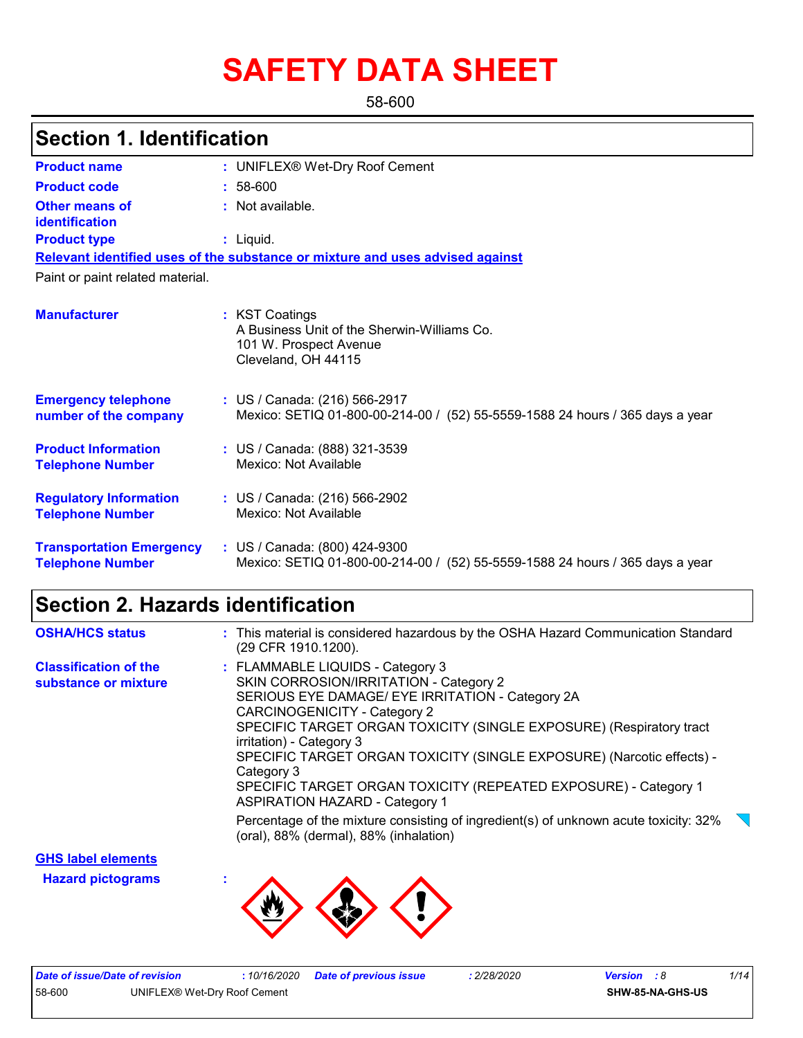# SAFETY DATA SHEET

58-600

## Section 1. Identification

| | |
|---|---|
| **Product name** | : UNIFLEX® Wet-Dry Roof Cement |
| **Product code** | : 58-600 |
| **Other means of identification** | : Not available. |
| **Product type** | : Liquid. |

**Relevant identified uses of the substance or mixture and uses advised against**

Paint or paint related material.

| | |
|---|---|
| **Manufacturer** | : KST Coatings<br>A Business Unit of the Sherwin-Williams Co.<br>101 W. Prospect Avenue<br>Cleveland, OH 44115 |
| **Emergency telephone number of the company** | : US / Canada: (216) 566-2917<br>Mexico: SETIQ 01-800-00-214-00 / (52) 55-5559-1588 24 hours / 365 days a year |
| **Product Information Telephone Number** | : US / Canada: (888) 321-3539<br>Mexico: Not Available |
| **Regulatory Information Telephone Number** | : US / Canada: (216) 566-2902<br>Mexico: Not Available |
| **Transportation Emergency Telephone Number** | : US / Canada: (800) 424-9300<br>Mexico: SETIQ 01-800-00-214-00 / (52) 55-5559-1588 24 hours / 365 days a year |

## Section 2. Hazards identification

| | |
|---|---|
| **OSHA/HCS status** | : This material is considered hazardous by the OSHA Hazard Communication Standard (29 CFR 1910.1200). |
| **Classification of the substance or mixture** | : FLAMMABLE LIQUIDS - Category 3<br>SKIN CORROSION/IRRITATION - Category 2<br>SERIOUS EYE DAMAGE/ EYE IRRITATION - Category 2A<br>CARCINOGENICITY - Category 2<br>SPECIFIC TARGET ORGAN TOXICITY (SINGLE EXPOSURE) (Respiratory tract irritation) - Category 3<br>SPECIFIC TARGET ORGAN TOXICITY (SINGLE EXPOSURE) (Narcotic effects) - Category 3<br>SPECIFIC TARGET ORGAN TOXICITY (REPEATED EXPOSURE) - Category 1<br>ASPIRATION HAZARD - Category 1<br><br>Percentage of the mixture consisting of ingredient(s) of unknown acute toxicity: 32% (oral), 88% (dermal), 88% (inhalation) |

**GHS label elements**

**Hazard pictograms** :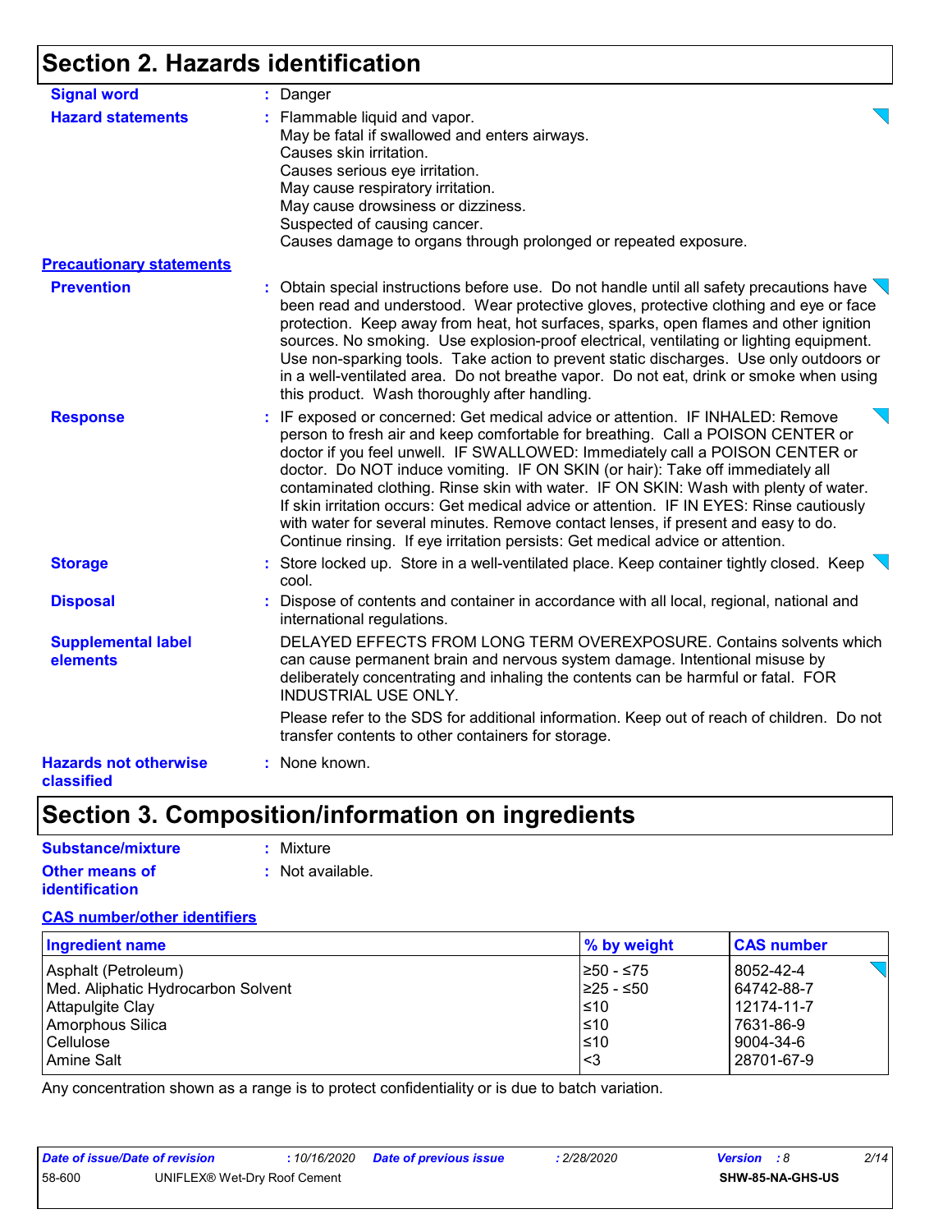## Section 2. Hazards identification

**Signal word** : Danger

**Hazard statements** : Flammable liquid and vapor.
May be fatal if swallowed and enters airways.
Causes skin irritation.
Causes serious eye irritation.
May cause respiratory irritation.
May cause drowsiness or dizziness.
Suspected of causing cancer.
Causes damage to organs through prolonged or repeated exposure.

**Precautionary statements**

**Prevention** : Obtain special instructions before use. Do not handle until all safety precautions have been read and understood. Wear protective gloves, protective clothing and eye or face protection. Keep away from heat, hot surfaces, sparks, open flames and other ignition sources. No smoking. Use explosion-proof electrical, ventilating or lighting equipment. Use non-sparking tools. Take action to prevent static discharges. Use only outdoors or in a well-ventilated area. Do not breathe vapor. Do not eat, drink or smoke when using this product. Wash thoroughly after handling.

**Response** : IF exposed or concerned: Get medical advice or attention. IF INHALED: Remove person to fresh air and keep comfortable for breathing. Call a POISON CENTER or doctor if you feel unwell. IF SWALLOWED: Immediately call a POISON CENTER or doctor. Do NOT induce vomiting. IF ON SKIN (or hair): Take off immediately all contaminated clothing. Rinse skin with water. IF ON SKIN: Wash with plenty of water. If skin irritation occurs: Get medical advice or attention. IF IN EYES: Rinse cautiously with water for several minutes. Remove contact lenses, if present and easy to do. Continue rinsing. If eye irritation persists: Get medical advice or attention.

**Storage** : Store locked up. Store in a well-ventilated place. Keep container tightly closed. Keep cool.

**Disposal** : Dispose of contents and container in accordance with all local, regional, national and international regulations.

**Supplemental label elements** DELAYED EFFECTS FROM LONG TERM OVEREXPOSURE. Contains solvents which can cause permanent brain and nervous system damage. Intentional misuse by deliberately concentrating and inhaling the contents can be harmful or fatal. FOR INDUSTRIAL USE ONLY.

Please refer to the SDS for additional information. Keep out of reach of children. Do not transfer contents to other containers for storage.

**Hazards not otherwise classified** : None known.

## Section 3. Composition/information on ingredients

**Substance/mixture** : Mixture

**Other means of identification** : Not available.

**CAS number/other identifiers**

| Ingredient name | % by weight | CAS number |
|---|---|---|
| Asphalt (Petroleum) | ≥50 - ≤75 | 8052-42-4 |
| Med. Aliphatic Hydrocarbon Solvent | ≥25 - ≤50 | 64742-88-7 |
| Attapulgite Clay | ≤10 | 12174-11-7 |
| Amorphous Silica | ≤10 | 7631-86-9 |
| Cellulose | ≤10 | 9004-34-6 |
| Amine Salt | <3 | 28701-67-9 |

Any concentration shown as a range is to protect confidentiality or is due to batch variation.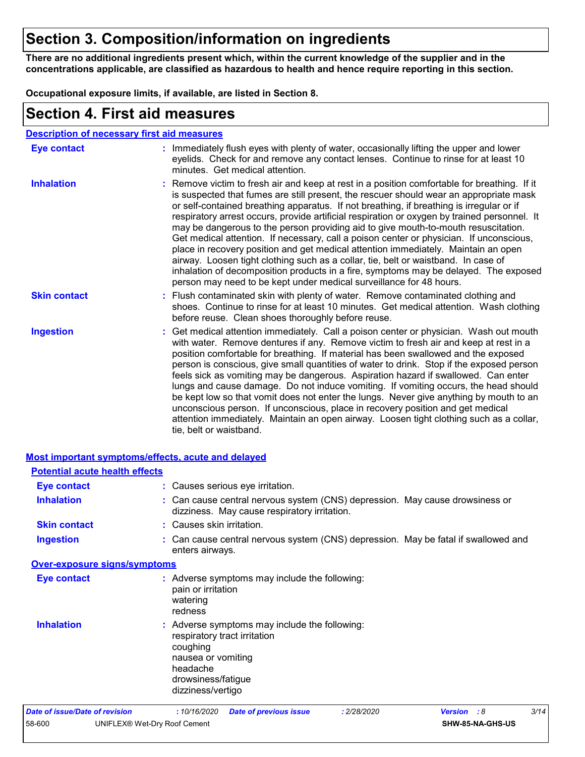# Section 3. Composition/information on ingredients

**There are no additional ingredients present which, within the current knowledge of the supplier and in the concentrations applicable, are classified as hazardous to health and hence require reporting in this section.**

**Occupational exposure limits, if available, are listed in Section 8.**

# Section 4. First aid measures

## Description of necessary first aid measures

**Eye contact** : Immediately flush eyes with plenty of water, occasionally lifting the upper and lower eyelids. Check for and remove any contact lenses. Continue to rinse for at least 10 minutes. Get medical attention.

**Inhalation** : Remove victim to fresh air and keep at rest in a position comfortable for breathing. If it is suspected that fumes are still present, the rescuer should wear an appropriate mask or self-contained breathing apparatus. If not breathing, if breathing is irregular or if respiratory arrest occurs, provide artificial respiration or oxygen by trained personnel. It may be dangerous to the person providing aid to give mouth-to-mouth resuscitation. Get medical attention. If necessary, call a poison center or physician. If unconscious, place in recovery position and get medical attention immediately. Maintain an open airway. Loosen tight clothing such as a collar, tie, belt or waistband. In case of inhalation of decomposition products in a fire, symptoms may be delayed. The exposed person may need to be kept under medical surveillance for 48 hours.

**Skin contact** : Flush contaminated skin with plenty of water. Remove contaminated clothing and shoes. Continue to rinse for at least 10 minutes. Get medical attention. Wash clothing before reuse. Clean shoes thoroughly before reuse.

**Ingestion** : Get medical attention immediately. Call a poison center or physician. Wash out mouth with water. Remove dentures if any. Remove victim to fresh air and keep at rest in a position comfortable for breathing. If material has been swallowed and the exposed person is conscious, give small quantities of water to drink. Stop if the exposed person feels sick as vomiting may be dangerous. Aspiration hazard if swallowed. Can enter lungs and cause damage. Do not induce vomiting. If vomiting occurs, the head should be kept low so that vomit does not enter the lungs. Never give anything by mouth to an unconscious person. If unconscious, place in recovery position and get medical attention immediately. Maintain an open airway. Loosen tight clothing such as a collar, tie, belt or waistband.

## Most important symptoms/effects, acute and delayed

### Potential acute health effects

**Eye contact** : Causes serious eye irritation.

**Inhalation** : Can cause central nervous system (CNS) depression. May cause drowsiness or dizziness. May cause respiratory irritation.

**Skin contact** : Causes skin irritation.

**Ingestion** : Can cause central nervous system (CNS) depression. May be fatal if swallowed and enters airways.

### Over-exposure signs/symptoms

**Eye contact** : Adverse symptoms may include the following:
pain or irritation
watering
redness

**Inhalation** : Adverse symptoms may include the following:
respiratory tract irritation
coughing
nausea or vomiting
headache
drowsiness/fatigue
dizziness/vertigo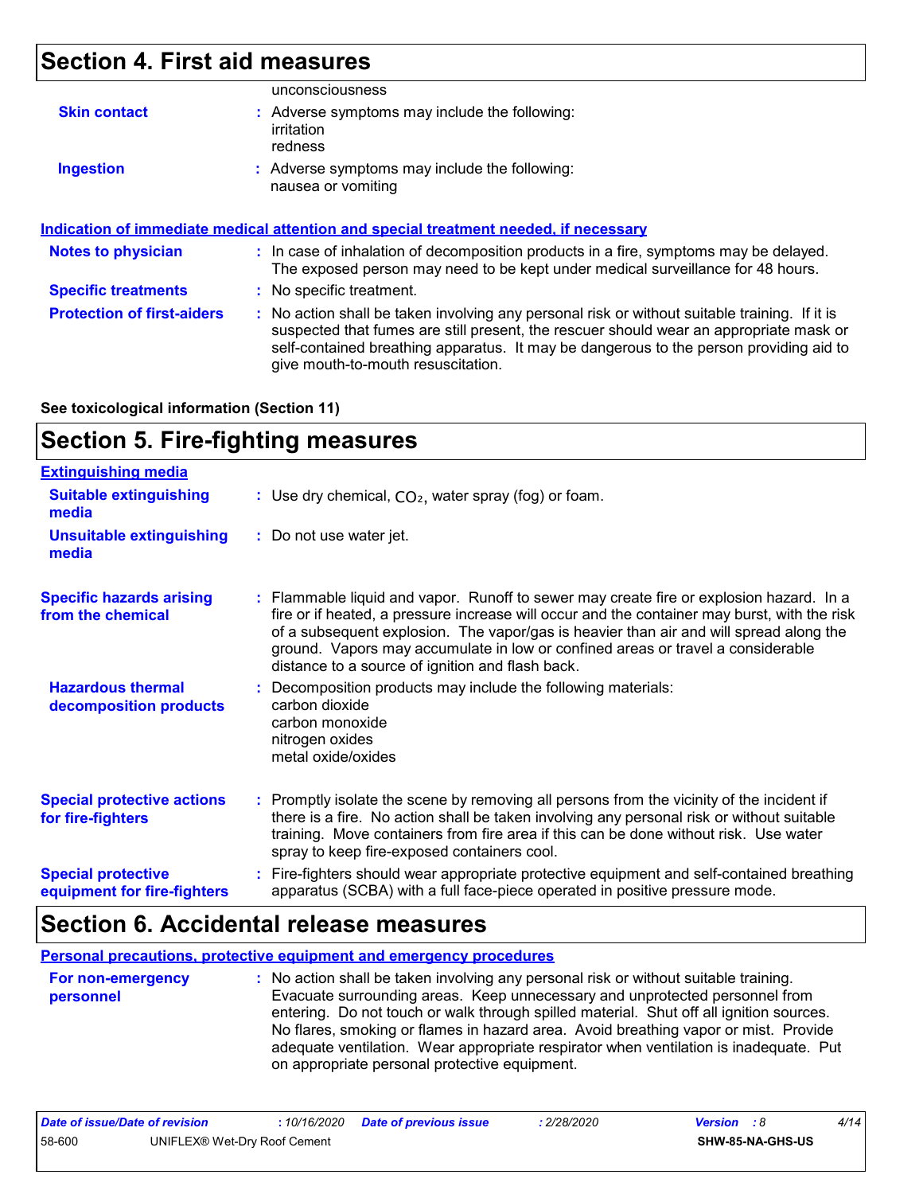## Section 4. First aid measures

unconsciousness

**Skin contact** : Adverse symptoms may include the following:
irritation
redness

**Ingestion** : Adverse symptoms may include the following:
nausea or vomiting

### Indication of immediate medical attention and special treatment needed, if necessary

**Notes to physician** : In case of inhalation of decomposition products in a fire, symptoms may be delayed. The exposed person may need to be kept under medical surveillance for 48 hours.

**Specific treatments** : No specific treatment.

**Protection of first-aiders** : No action shall be taken involving any personal risk or without suitable training. If it is suspected that fumes are still present, the rescuer should wear an appropriate mask or self-contained breathing apparatus. It may be dangerous to the person providing aid to give mouth-to-mouth resuscitation.

**See toxicological information (Section 11)**

## Section 5. Fire-fighting measures

### Extinguishing media

**Suitable extinguishing media** : Use dry chemical, $CO_2$, water spray (fog) or foam.

**Unsuitable extinguishing media** : Do not use water jet.

**Specific hazards arising from the chemical** : Flammable liquid and vapor. Runoff to sewer may create fire or explosion hazard. In a fire or if heated, a pressure increase will occur and the container may burst, with the risk of a subsequent explosion. The vapor/gas is heavier than air and will spread along the ground. Vapors may accumulate in low or confined areas or travel a considerable distance to a source of ignition and flash back.

**Hazardous thermal decomposition products** : Decomposition products may include the following materials:
carbon dioxide
carbon monoxide
nitrogen oxides
metal oxide/oxides

**Special protective actions for fire-fighters** : Promptly isolate the scene by removing all persons from the vicinity of the incident if there is a fire. No action shall be taken involving any personal risk or without suitable training. Move containers from fire area if this can be done without risk. Use water spray to keep fire-exposed containers cool.

**Special protective equipment for fire-fighters** : Fire-fighters should wear appropriate protective equipment and self-contained breathing apparatus (SCBA) with a full face-piece operated in positive pressure mode.

## Section 6. Accidental release measures

### Personal precautions, protective equipment and emergency procedures

**For non-emergency personnel** : No action shall be taken involving any personal risk or without suitable training. Evacuate surrounding areas. Keep unnecessary and unprotected personnel from entering. Do not touch or walk through spilled material. Shut off all ignition sources. No flares, smoking or flames in hazard area. Avoid breathing vapor or mist. Provide adequate ventilation. Wear appropriate respirator when ventilation is inadequate. Put on appropriate personal protective equipment.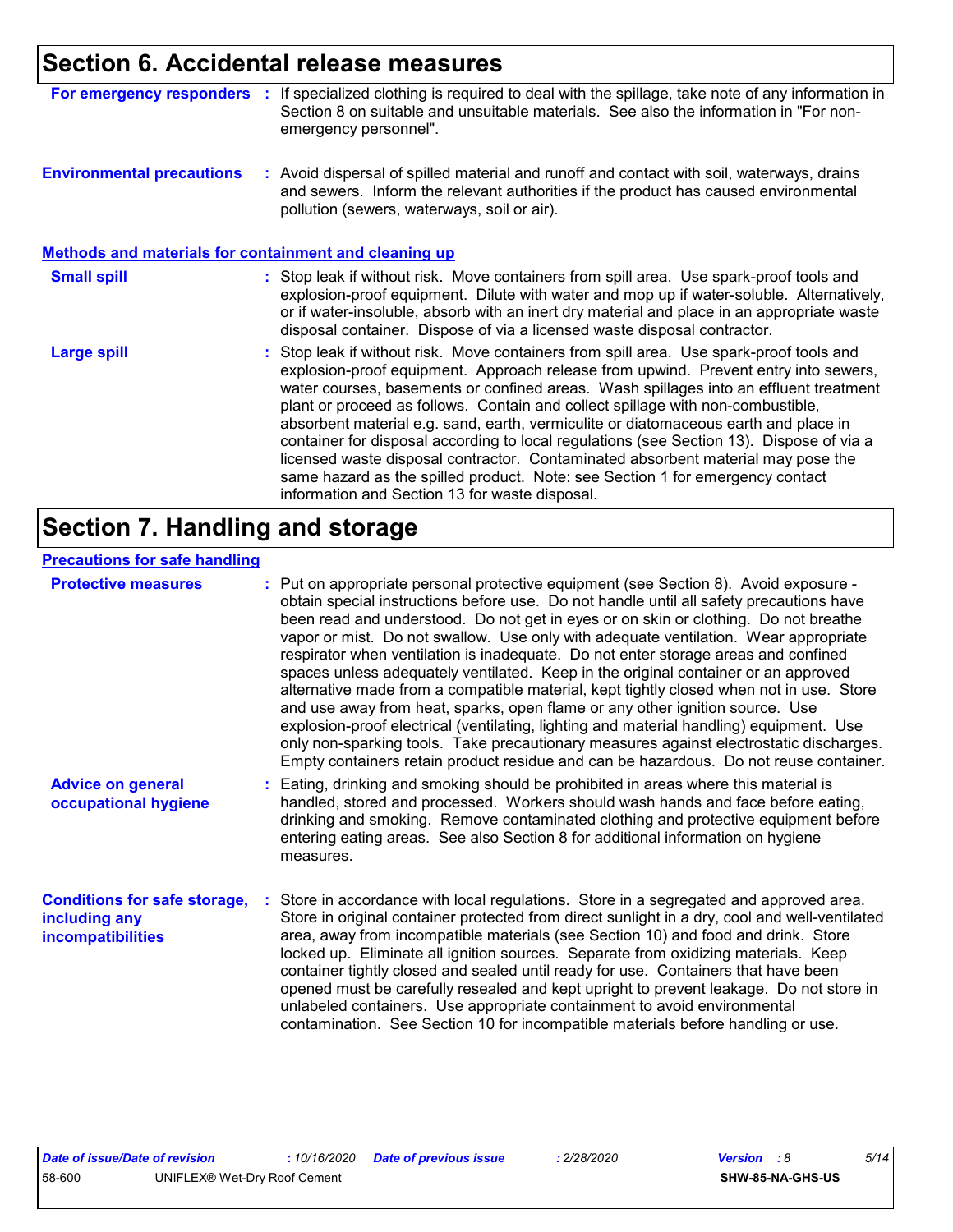## Section 6. Accidental release measures

**For emergency responders** : If specialized clothing is required to deal with the spillage, take note of any information in Section 8 on suitable and unsuitable materials. See also the information in "For non-emergency personnel".

**Environmental precautions** : Avoid dispersal of spilled material and runoff and contact with soil, waterways, drains and sewers. Inform the relevant authorities if the product has caused environmental pollution (sewers, waterways, soil or air).

### Methods and materials for containment and cleaning up

**Small spill** : Stop leak if without risk. Move containers from spill area. Use spark-proof tools and explosion-proof equipment. Dilute with water and mop up if water-soluble. Alternatively, or if water-insoluble, absorb with an inert dry material and place in an appropriate waste disposal container. Dispose of via a licensed waste disposal contractor.

**Large spill** : Stop leak if without risk. Move containers from spill area. Use spark-proof tools and explosion-proof equipment. Approach release from upwind. Prevent entry into sewers, water courses, basements or confined areas. Wash spillages into an effluent treatment plant or proceed as follows. Contain and collect spillage with non-combustible, absorbent material e.g. sand, earth, vermiculite or diatomaceous earth and place in container for disposal according to local regulations (see Section 13). Dispose of via a licensed waste disposal contractor. Contaminated absorbent material may pose the same hazard as the spilled product. Note: see Section 1 for emergency contact information and Section 13 for waste disposal.

## Section 7. Handling and storage

### Precautions for safe handling

**Protective measures** : Put on appropriate personal protective equipment (see Section 8). Avoid exposure - obtain special instructions before use. Do not handle until all safety precautions have been read and understood. Do not get in eyes or on skin or clothing. Do not breathe vapor or mist. Do not swallow. Use only with adequate ventilation. Wear appropriate respirator when ventilation is inadequate. Do not enter storage areas and confined spaces unless adequately ventilated. Keep in the original container or an approved alternative made from a compatible material, kept tightly closed when not in use. Store and use away from heat, sparks, open flame or any other ignition source. Use explosion-proof electrical (ventilating, lighting and material handling) equipment. Use only non-sparking tools. Take precautionary measures against electrostatic discharges. Empty containers retain product residue and can be hazardous. Do not reuse container.

**Advice on general occupational hygiene** : Eating, drinking and smoking should be prohibited in areas where this material is handled, stored and processed. Workers should wash hands and face before eating, drinking and smoking. Remove contaminated clothing and protective equipment before entering eating areas. See also Section 8 for additional information on hygiene measures.

**Conditions for safe storage, including any incompatibilities** : Store in accordance with local regulations. Store in a segregated and approved area. Store in original container protected from direct sunlight in a dry, cool and well-ventilated area, away from incompatible materials (see Section 10) and food and drink. Store locked up. Eliminate all ignition sources. Separate from oxidizing materials. Keep container tightly closed and sealed until ready for use. Containers that have been opened must be carefully resealed and kept upright to prevent leakage. Do not store in unlabeled containers. Use appropriate containment to avoid environmental contamination. See Section 10 for incompatible materials before handling or use.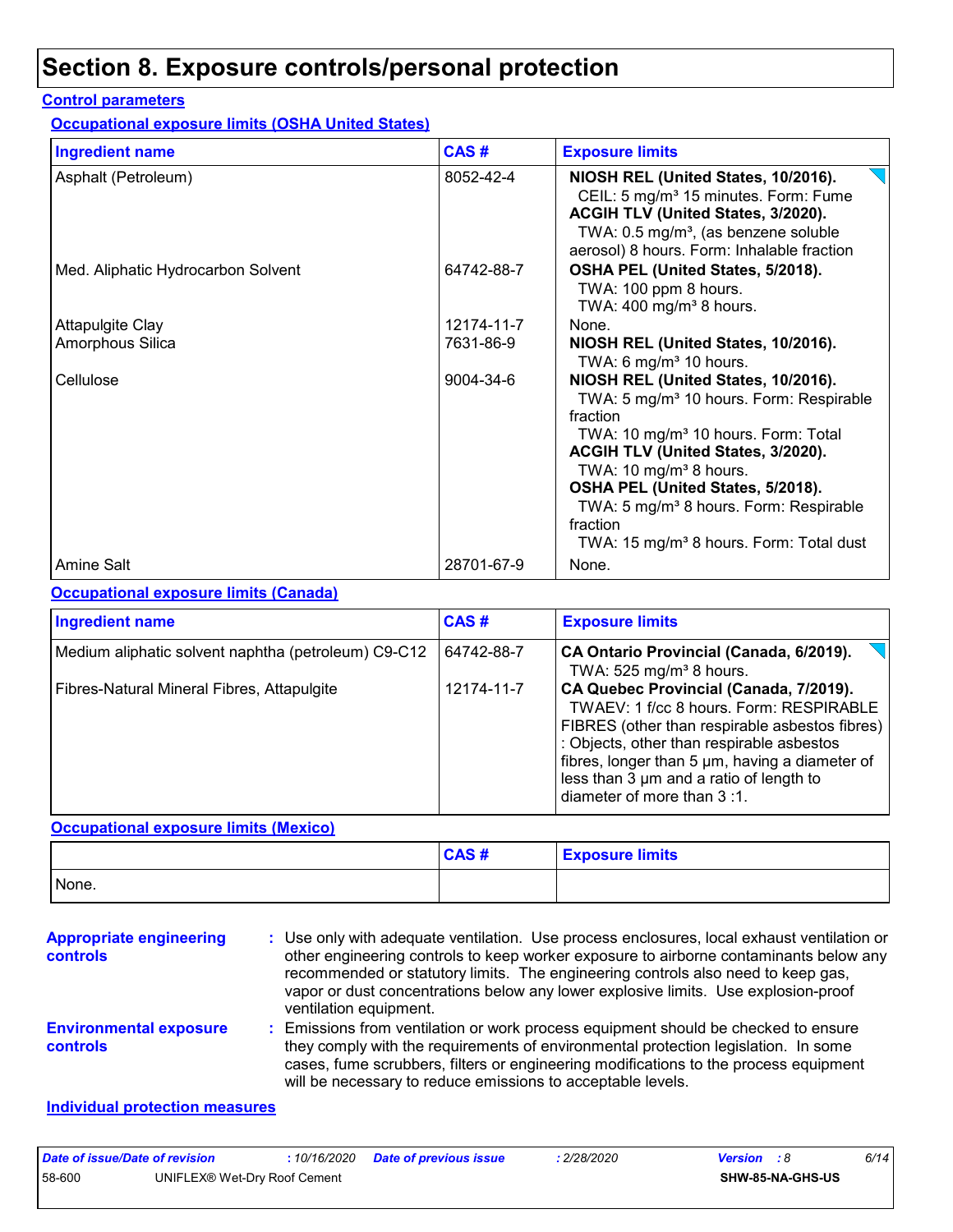# Section 8. Exposure controls/personal protection

**Control parameters**

**Occupational exposure limits (OSHA United States)**

| Ingredient name | CAS # | Exposure limits |
|---|---|---|
| Asphalt (Petroleum) | 8052-42-4 | **NIOSH REL (United States, 10/2016).** CEIL: 5 mg/m³ 15 minutes. Form: Fume **ACGIH TLV (United States, 3/2020).** TWA: 0.5 mg/m³, (as benzene soluble aerosol) 8 hours. Form: Inhalable fraction |
| Med. Aliphatic Hydrocarbon Solvent | 64742-88-7 | **OSHA PEL (United States, 5/2018).** TWA: 100 ppm 8 hours. TWA: 400 mg/m³ 8 hours. |
| Attapulgite Clay | 12174-11-7 | None. |
| Amorphous Silica | 7631-86-9 | **NIOSH REL (United States, 10/2016).** TWA: 6 mg/m³ 10 hours. |
| Cellulose | 9004-34-6 | **NIOSH REL (United States, 10/2016).** TWA: 5 mg/m³ 10 hours. Form: Respirable fraction TWA: 10 mg/m³ 10 hours. Form: Total **ACGIH TLV (United States, 3/2020).** TWA: 10 mg/m³ 8 hours. **OSHA PEL (United States, 5/2018).** TWA: 5 mg/m³ 8 hours. Form: Respirable fraction TWA: 15 mg/m³ 8 hours. Form: Total dust |
| Amine Salt | 28701-67-9 | None. |

**Occupational exposure limits (Canada)**

| Ingredient name | CAS # | Exposure limits |
|---|---|---|
| Medium aliphatic solvent naphtha (petroleum) C9-C12 | 64742-88-7 | **CA Ontario Provincial (Canada, 6/2019).** TWA: 525 mg/m³ 8 hours. |
| Fibres-Natural Mineral Fibres, Attapulgite | 12174-11-7 | **CA Quebec Provincial (Canada, 7/2019).** TWAEV: 1 f/cc 8 hours. Form: RESPIRABLE FIBRES (other than respirable asbestos fibres) : Objects, other than respirable asbestos fibres, longer than 5 µm, having a diameter of less than 3 µm and a ratio of length to diameter of more than 3 :1. |

**Occupational exposure limits (Mexico)**

| | CAS # | Exposure limits |
|---|---|---|
| None. | | |

**Appropriate engineering controls** : Use only with adequate ventilation. Use process enclosures, local exhaust ventilation or other engineering controls to keep worker exposure to airborne contaminants below any recommended or statutory limits. The engineering controls also need to keep gas, vapor or dust concentrations below any lower explosive limits. Use explosion-proof ventilation equipment.

**Environmental exposure controls** : Emissions from ventilation or work process equipment should be checked to ensure they comply with the requirements of environmental protection legislation. In some cases, fume scrubbers, filters or engineering modifications to the process equipment will be necessary to reduce emissions to acceptable levels.

**Individual protection measures**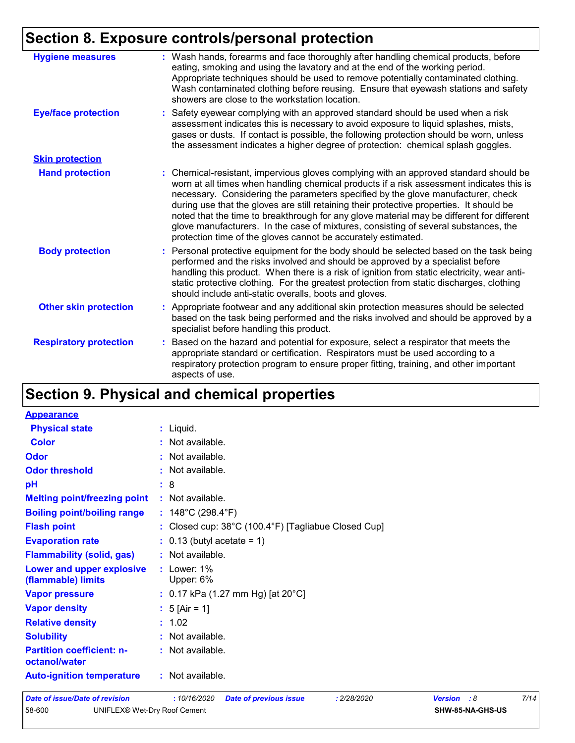# Section 8. Exposure controls/personal protection

**Hygiene measures** : Wash hands, forearms and face thoroughly after handling chemical products, before eating, smoking and using the lavatory and at the end of the working period. Appropriate techniques should be used to remove potentially contaminated clothing. Wash contaminated clothing before reusing. Ensure that eyewash stations and safety showers are close to the workstation location.

**Eye/face protection** : Safety eyewear complying with an approved standard should be used when a risk assessment indicates this is necessary to avoid exposure to liquid splashes, mists, gases or dusts. If contact is possible, the following protection should be worn, unless the assessment indicates a higher degree of protection: chemical splash goggles.

**Skin protection**

**Hand protection** : Chemical-resistant, impervious gloves complying with an approved standard should be worn at all times when handling chemical products if a risk assessment indicates this is necessary. Considering the parameters specified by the glove manufacturer, check during use that the gloves are still retaining their protective properties. It should be noted that the time to breakthrough for any glove material may be different for different glove manufacturers. In the case of mixtures, consisting of several substances, the protection time of the gloves cannot be accurately estimated.

**Body protection** : Personal protective equipment for the body should be selected based on the task being performed and the risks involved and should be approved by a specialist before handling this product. When there is a risk of ignition from static electricity, wear anti-static protective clothing. For the greatest protection from static discharges, clothing should include anti-static overalls, boots and gloves.

**Other skin protection** : Appropriate footwear and any additional skin protection measures should be selected based on the task being performed and the risks involved and should be approved by a specialist before handling this product.

**Respiratory protection** : Based on the hazard and potential for exposure, select a respirator that meets the appropriate standard or certification. Respirators must be used according to a respiratory protection program to ensure proper fitting, training, and other important aspects of use.

# Section 9. Physical and chemical properties

**Appearance**

**Physical state** : Liquid.

**Color** : Not available.

**Odor** : Not available.

**Odor threshold** : Not available.

**pH** : 8

**Melting point/freezing point** : Not available.

**Boiling point/boiling range** : 148°C (298.4°F)

**Flash point** : Closed cup: 38°C (100.4°F) [Tagliabue Closed Cup]

**Evaporation rate** : 0.13 (butyl acetate = 1)

**Flammability (solid, gas)** : Not available.

**Lower and upper explosive (flammable) limits** : Lower: 1%
Upper: 6%

**Vapor pressure** : 0.17 kPa (1.27 mm Hg) [at 20°C]

**Vapor density** : 5 [Air = 1]

**Relative density** : 1.02

**Solubility** : Not available.

**Partition coefficient: n-octanol/water** : Not available.

**Auto-ignition temperature** : Not available.

*Date of issue/Date of revision* : 10/16/2020 *Date of previous issue* : 2/28/2020 *Version* : 8

58-600 UNIFLEX® Wet-Dry Roof Cement SHW-85-NA-GHS-US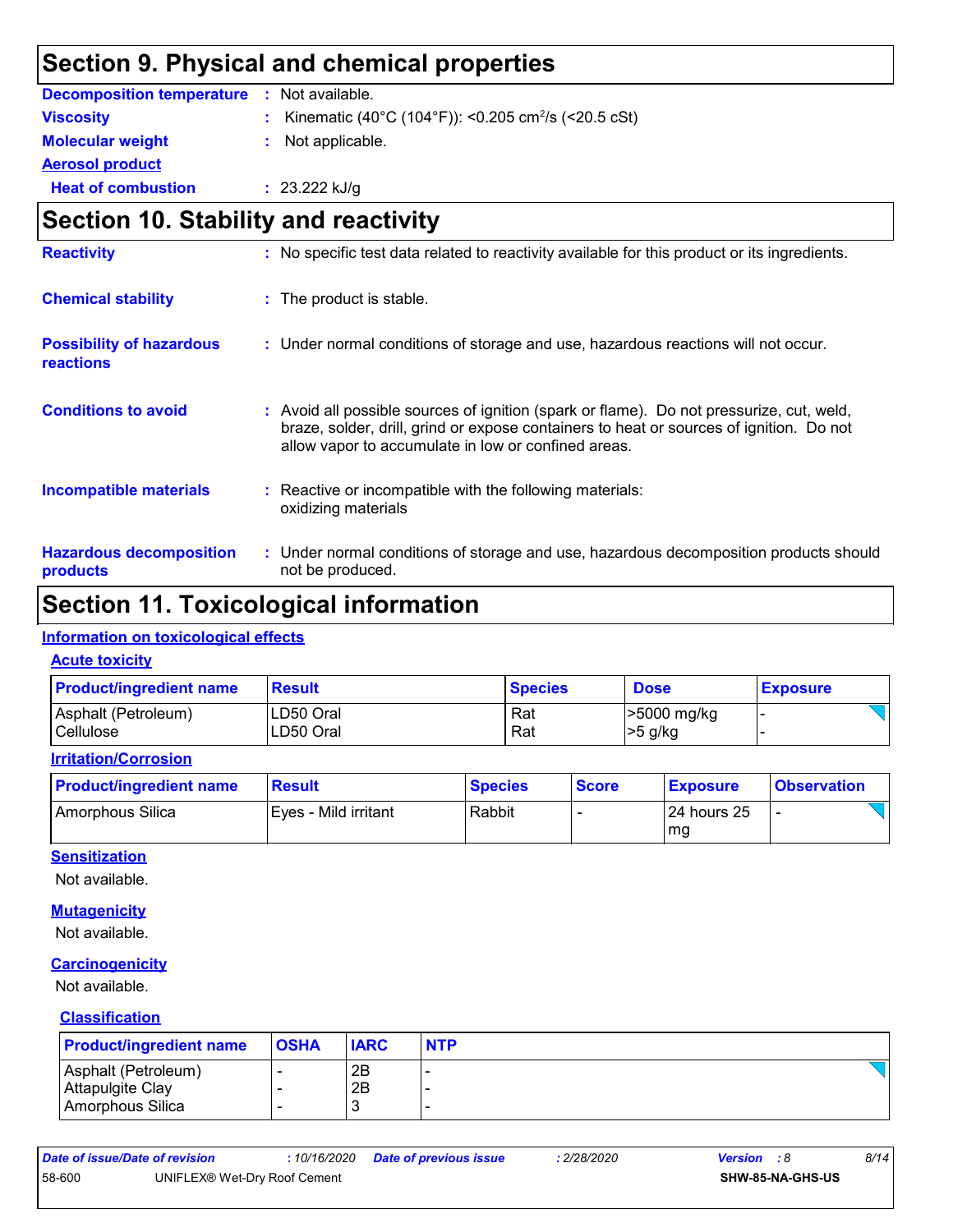## Section 9. Physical and chemical properties

| | | |
|---|---|---|
| **Decomposition temperature** | : | Not available. |
| **Viscosity** | : | Kinematic (40°C (104°F)): <0.205 $cm^2/s$ (<20.5 cSt) |
| **Molecular weight** | : | Not applicable. |
| **Aerosol product** | | |
| **Heat of combustion** | : | 23.222 kJ/g |

## Section 10. Stability and reactivity

**Reactivity** : No specific test data related to reactivity available for this product or its ingredients.

**Chemical stability** : The product is stable.

**Possibility of hazardous reactions** : Under normal conditions of storage and use, hazardous reactions will not occur.

**Conditions to avoid** : Avoid all possible sources of ignition (spark or flame). Do not pressurize, cut, weld, braze, solder, drill, grind or expose containers to heat or sources of ignition. Do not allow vapor to accumulate in low or confined areas.

**Incompatible materials** : Reactive or incompatible with the following materials:
oxidizing materials

**Hazardous decomposition products** : Under normal conditions of storage and use, hazardous decomposition products should not be produced.

## Section 11. Toxicological information

### Information on toxicological effects

#### Acute toxicity

| Product/ingredient name | Result | Species | Dose | Exposure |
|---|---|---|---|---|
| Asphalt (Petroleum) | LD50 Oral | Rat | >5000 mg/kg | - |
| Cellulose | LD50 Oral | Rat | >5 g/kg | - |

#### Irritation/Corrosion

| Product/ingredient name | Result | Species | Score | Exposure | Observation |
|---|---|---|---|---|---|
| Amorphous Silica | Eyes - Mild irritant | Rabbit | - | 24 hours 25 mg | - |

#### Sensitization

Not available.

#### Mutagenicity

Not available.

#### Carcinogenicity

Not available.

#### Classification

| Product/ingredient name | OSHA | IARC | NTP |
|---|---|---|---|
| Asphalt (Petroleum) | - | 2B | - |
| Attapulgite Clay | - | 2B | - |
| Amorphous Silica | - | 3 | - |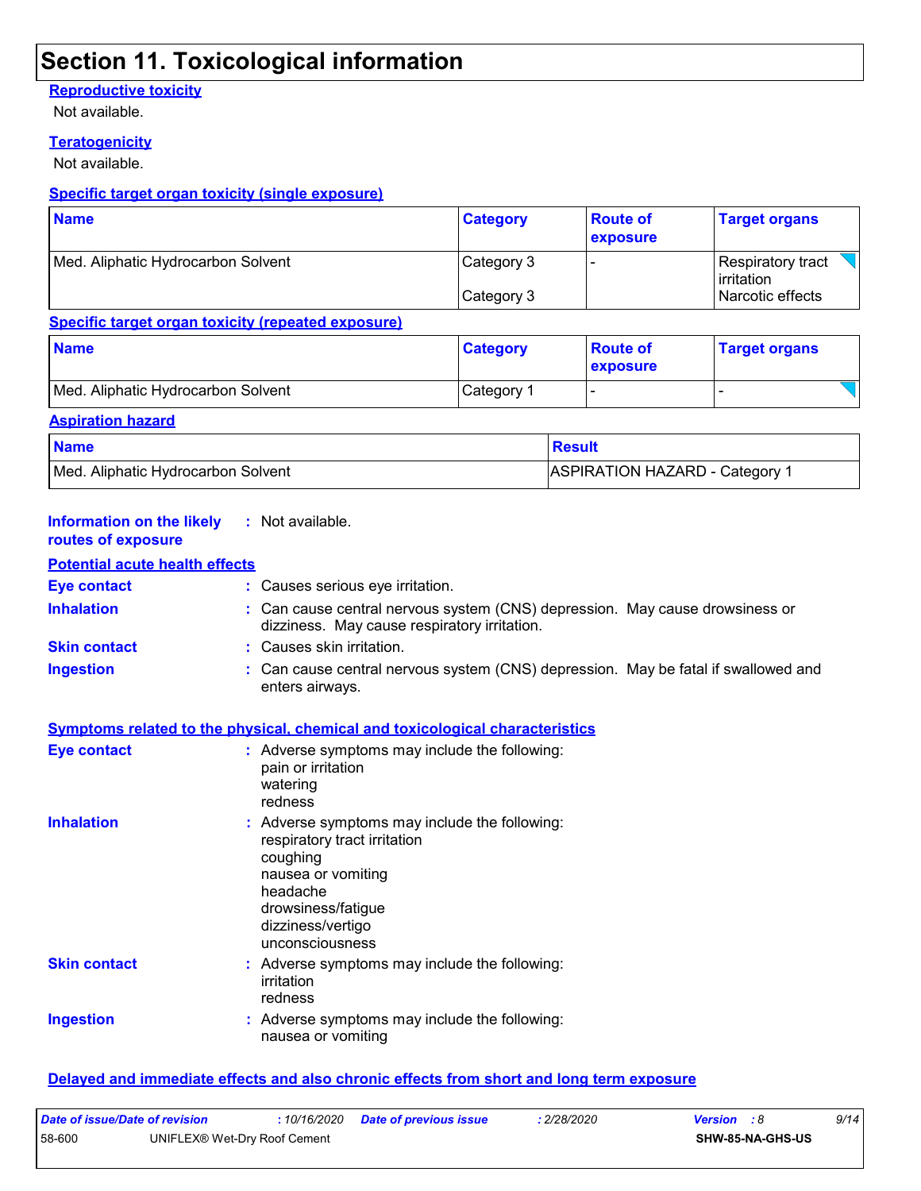# Section 11. Toxicological information

### Reproductive toxicity

Not available.

### Teratogenicity

Not available.

### Specific target organ toxicity (single exposure)

| Name | Category | Route of exposure | Target organs |
|---|---|---|---|
| Med. Aliphatic Hydrocarbon Solvent | Category 3 | - | Respiratory tract irritation |
| | Category 3 | | Narcotic effects |

### Specific target organ toxicity (repeated exposure)

| Name | Category | Route of exposure | Target organs |
|---|---|---|---|
| Med. Aliphatic Hydrocarbon Solvent | Category 1 | - | - |

### Aspiration hazard

| Name | Result |
|---|---|
| Med. Aliphatic Hydrocarbon Solvent | ASPIRATION HAZARD - Category 1 |

**Information on the likely routes of exposure** : Not available.

### Potential acute health effects

**Eye contact** : Causes serious eye irritation.

**Inhalation** : Can cause central nervous system (CNS) depression. May cause drowsiness or dizziness. May cause respiratory irritation.

**Skin contact** : Causes skin irritation.

**Ingestion** : Can cause central nervous system (CNS) depression. May be fatal if swallowed and enters airways.

### Symptoms related to the physical, chemical and toxicological characteristics

**Eye contact** : Adverse symptoms may include the following:
pain or irritation
watering
redness

**Inhalation** : Adverse symptoms may include the following:
respiratory tract irritation
coughing
nausea or vomiting
headache
drowsiness/fatigue
dizziness/vertigo
unconsciousness

**Skin contact** : Adverse symptoms may include the following:
irritation
redness

**Ingestion** : Adverse symptoms may include the following:
nausea or vomiting

### Delayed and immediate effects and also chronic effects from short and long term exposure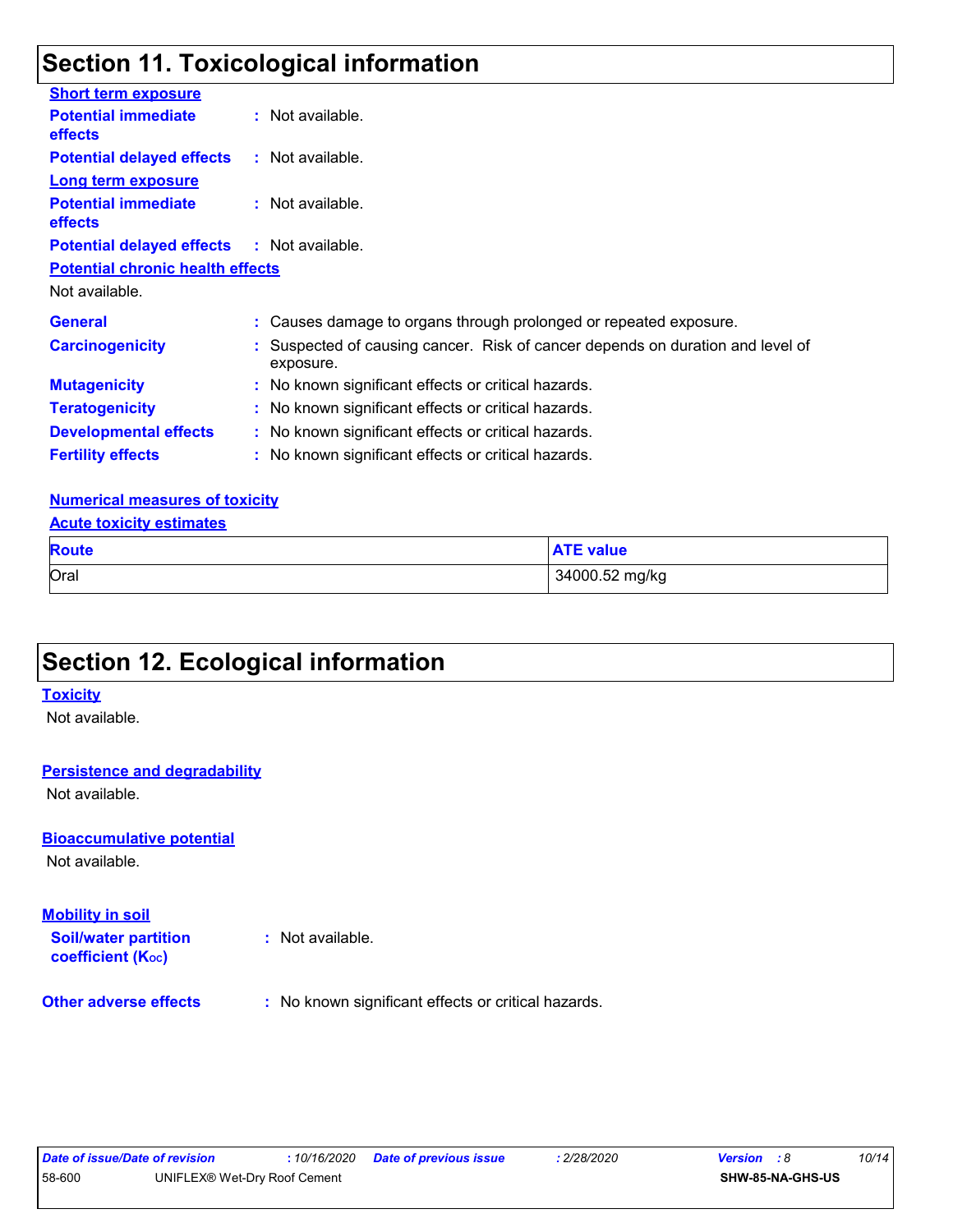## Section 11. Toxicological information

**Short term exposure**

**Potential immediate effects** : Not available.

**Potential delayed effects** : Not available.

**Long term exposure**

**Potential immediate effects** : Not available.

**Potential delayed effects** : Not available.

**Potential chronic health effects**

Not available.

**General** : Causes damage to organs through prolonged or repeated exposure.

**Carcinogenicity** : Suspected of causing cancer. Risk of cancer depends on duration and level of exposure.

**Mutagenicity** : No known significant effects or critical hazards.

**Teratogenicity** : No known significant effects or critical hazards.

**Developmental effects** : No known significant effects or critical hazards.

**Fertility effects** : No known significant effects or critical hazards.

**Numerical measures of toxicity**

**Acute toxicity estimates**

| Route | ATE value |
| --- | --- |
| Oral | 34000.52 mg/kg |

## Section 12. Ecological information

**Toxicity**

Not available.

**Persistence and degradability**

Not available.

**Bioaccumulative potential**

Not available.

**Mobility in soil**

**Soil/water partition coefficient ($K_{OC}$)** : Not available.

**Other adverse effects** : No known significant effects or critical hazards.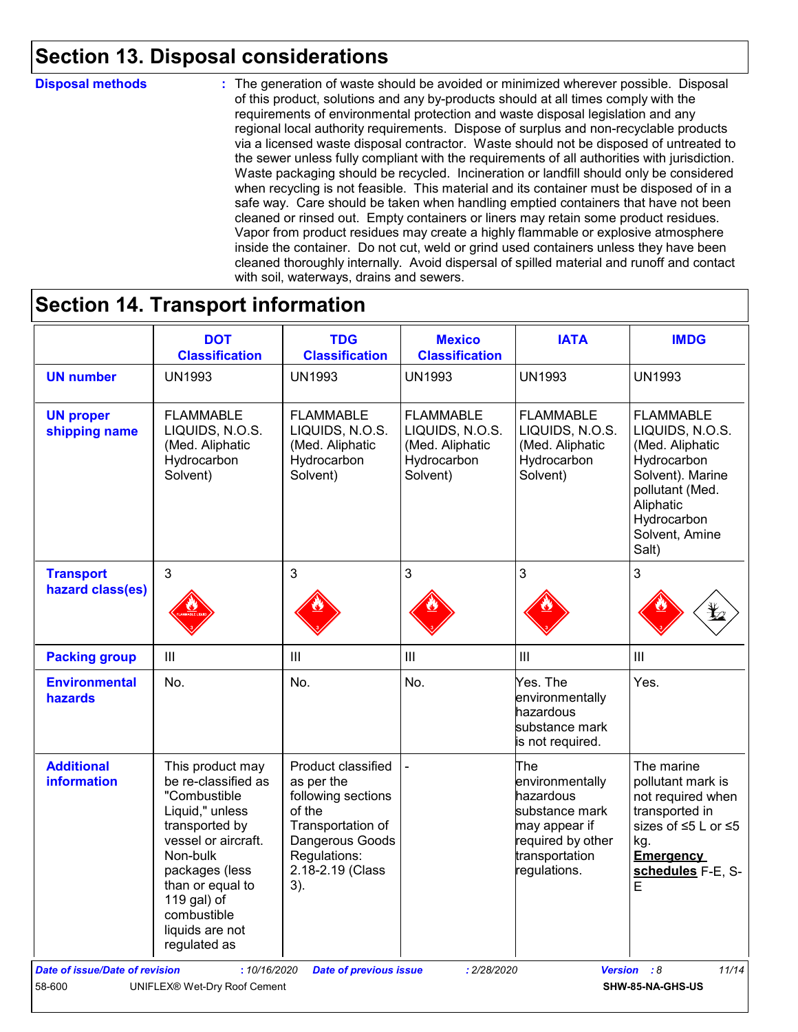## Section 13. Disposal considerations

**Disposal methods** : The generation of waste should be avoided or minimized wherever possible. Disposal of this product, solutions and any by-products should at all times comply with the requirements of environmental protection and waste disposal legislation and any regional local authority requirements. Dispose of surplus and non-recyclable products via a licensed waste disposal contractor. Waste should not be disposed of untreated to the sewer unless fully compliant with the requirements of all authorities with jurisdiction. Waste packaging should be recycled. Incineration or landfill should only be considered when recycling is not feasible. This material and its container must be disposed of in a safe way. Care should be taken when handling emptied containers that have not been cleaned or rinsed out. Empty containers or liners may retain some product residues. Vapor from product residues may create a highly flammable or explosive atmosphere inside the container. Do not cut, weld or grind used containers unless they have been cleaned thoroughly internally. Avoid dispersal of spilled material and runoff and contact with soil, waterways, drains and sewers.

## Section 14. Transport information

| | DOT Classification | TDG Classification | Mexico Classification | IATA | IMDG |
|---|---|---|---|---|---|
| **UN number** | UN1993 | UN1993 | UN1993 | UN1993 | UN1993 |
| **UN proper shipping name** | FLAMMABLE LIQUIDS, N.O.S. (Med. Aliphatic Hydrocarbon Solvent) | FLAMMABLE LIQUIDS, N.O.S. (Med. Aliphatic Hydrocarbon Solvent) | FLAMMABLE LIQUIDS, N.O.S. (Med. Aliphatic Hydrocarbon Solvent) | FLAMMABLE LIQUIDS, N.O.S. (Med. Aliphatic Hydrocarbon Solvent) | FLAMMABLE LIQUIDS, N.O.S. (Med. Aliphatic Hydrocarbon Solvent). Marine pollutant (Med. Aliphatic Hydrocarbon Solvent, Amine Salt) |
| **Transport hazard class(es)** | 3 | 3 | 3 | 3 | 3 |
| **Packing group** | III | III | III | III | III |
| **Environmental hazards** | No. | No. | No. | Yes. The environmentally hazardous substance mark is not required. | Yes. |
| **Additional information** | This product may be re-classified as "Combustible Liquid," unless transported by vessel or aircraft. Non-bulk packages (less than or equal to 119 gal) of combustible liquids are not regulated as | Product classified as per the following sections of the Transportation of Dangerous Goods Regulations: 2.18-2.19 (Class 3). | - | The environmentally hazardous substance mark may appear if required by other transportation regulations. | The marine pollutant mark is not required when transported in sizes of ≤5 L or ≤5 kg. **Emergency schedules** F-E, S-E |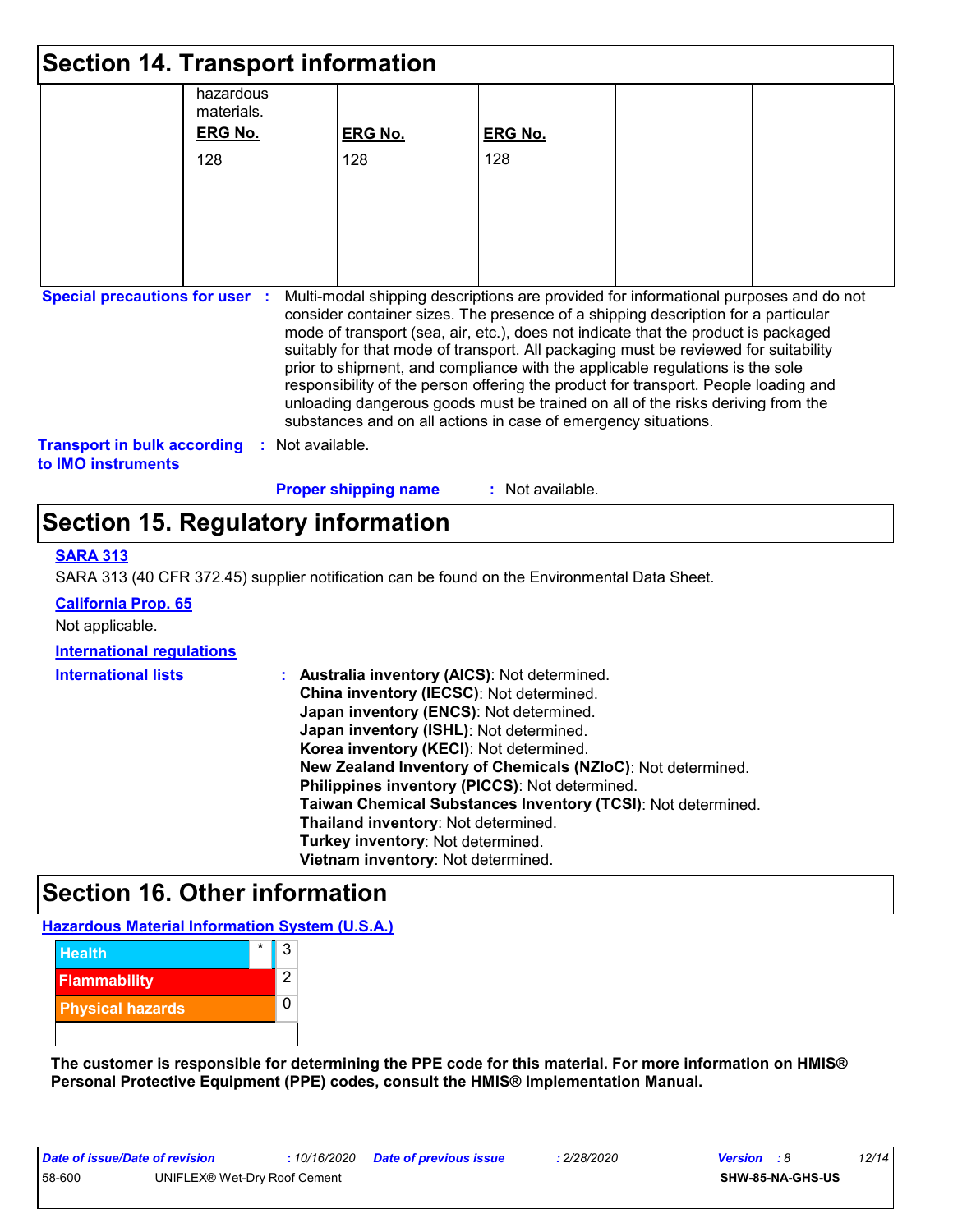## Section 14. Transport information

| | | | | | |
|---|---|---|---|---|---|
| | hazardous materials.<br>**ERG No.**<br>128 | **ERG No.**<br>128 | **ERG No.**<br>128 | | |

**Special precautions for user** : Multi-modal shipping descriptions are provided for informational purposes and do not consider container sizes. The presence of a shipping description for a particular mode of transport (sea, air, etc.), does not indicate that the product is packaged suitably for that mode of transport. All packaging must be reviewed for suitability prior to shipment, and compliance with the applicable regulations is the sole responsibility of the person offering the product for transport. People loading and unloading dangerous goods must be trained on all of the risks deriving from the substances and on all actions in case of emergency situations.

**Transport in bulk according to IMO instruments** : Not available.

**Proper shipping name** : Not available.

## Section 15. Regulatory information

**SARA 313**

SARA 313 (40 CFR 372.45) supplier notification can be found on the Environmental Data Sheet.

**California Prop. 65**

Not applicable.

**International regulations**

**International lists** :
**Australia inventory (AICS)**: Not determined.
**China inventory (IECSC)**: Not determined.
**Japan inventory (ENCS)**: Not determined.
**Japan inventory (ISHL)**: Not determined.
**Korea inventory (KECI)**: Not determined.
**New Zealand Inventory of Chemicals (NZIoC)**: Not determined.
**Philippines inventory (PICCS)**: Not determined.
**Taiwan Chemical Substances Inventory (TCSI)**: Not determined.
**Thailand inventory**: Not determined.
**Turkey inventory**: Not determined.
**Vietnam inventory**: Not determined.

## Section 16. Other information

**Hazardous Material Information System (U.S.A.)**

| | | |
|---|---|---|
| Health | * | 3 |
| Flammability | | 2 |
| Physical hazards | | 0 |
| | | |

**The customer is responsible for determining the PPE code for this material. For more information on HMIS® Personal Protective Equipment (PPE) codes, consult the HMIS® Implementation Manual.**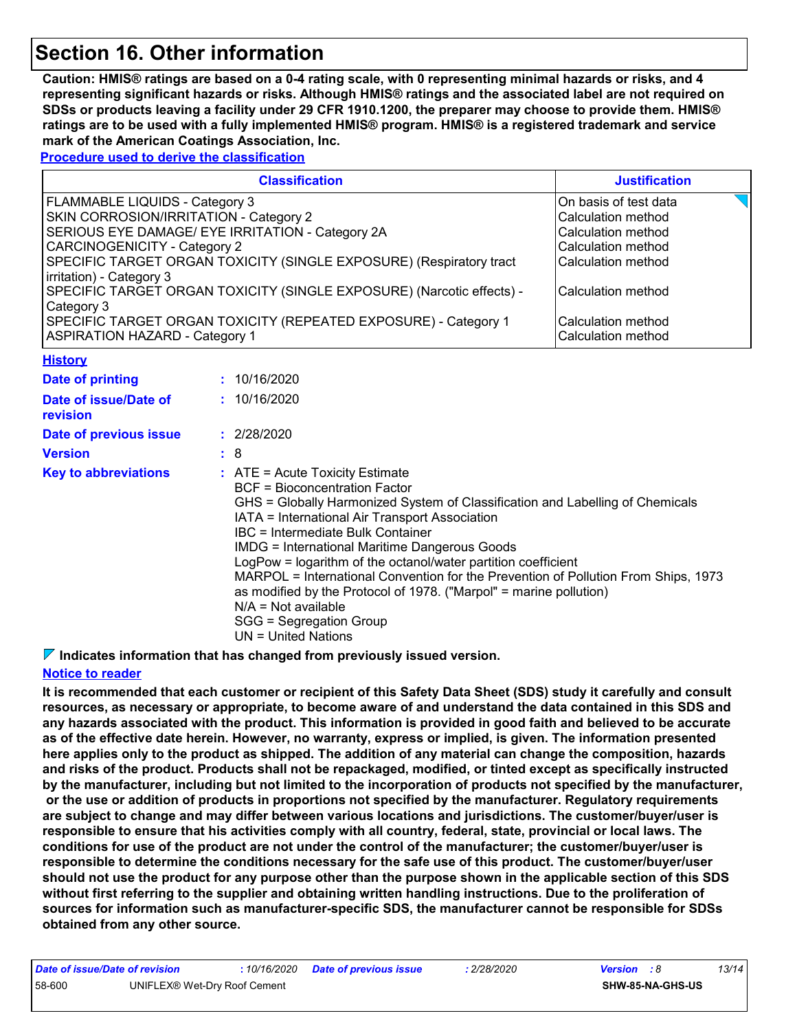# Section 16. Other information

**Caution: HMIS® ratings are based on a 0-4 rating scale, with 0 representing minimal hazards or risks, and 4 representing significant hazards or risks. Although HMIS® ratings and the associated label are not required on SDSs or products leaving a facility under 29 CFR 1910.1200, the preparer may choose to provide them. HMIS® ratings are to be used with a fully implemented HMIS® program. HMIS® is a registered trademark and service mark of the American Coatings Association, Inc.**

**Procedure used to derive the classification**

| Classification | Justification |
|---|---|
| FLAMMABLE LIQUIDS - Category 3 | On basis of test data |
| SKIN CORROSION/IRRITATION - Category 2 | Calculation method |
| SERIOUS EYE DAMAGE/ EYE IRRITATION - Category 2A | Calculation method |
| CARCINOGENICITY - Category 2 | Calculation method |
| SPECIFIC TARGET ORGAN TOXICITY (SINGLE EXPOSURE) (Respiratory tract irritation) - Category 3 | Calculation method |
| SPECIFIC TARGET ORGAN TOXICITY (SINGLE EXPOSURE) (Narcotic effects) - Category 3 | Calculation method |
| SPECIFIC TARGET ORGAN TOXICITY (REPEATED EXPOSURE) - Category 1 | Calculation method |
| ASPIRATION HAZARD - Category 1 | Calculation method |

**History**

**Date of printing** : 10/16/2020

**Date of issue/Date of revision** : 10/16/2020

**Date of previous issue** : 2/28/2020

**Version** : 8

**Key to abbreviations** :
ATE = Acute Toxicity Estimate
BCF = Bioconcentration Factor
GHS = Globally Harmonized System of Classification and Labelling of Chemicals
IATA = International Air Transport Association
IBC = Intermediate Bulk Container
IMDG = International Maritime Dangerous Goods
LogPow = logarithm of the octanol/water partition coefficient
MARPOL = International Convention for the Prevention of Pollution From Ships, 1973 as modified by the Protocol of 1978. ("Marpol" = marine pollution)
N/A = Not available
SGG = Segregation Group
UN = United Nations

**Indicates information that has changed from previously issued version.**

**Notice to reader**

**It is recommended that each customer or recipient of this Safety Data Sheet (SDS) study it carefully and consult resources, as necessary or appropriate, to become aware of and understand the data contained in this SDS and any hazards associated with the product. This information is provided in good faith and believed to be accurate as of the effective date herein. However, no warranty, express or implied, is given. The information presented here applies only to the product as shipped. The addition of any material can change the composition, hazards and risks of the product. Products shall not be repackaged, modified, or tinted except as specifically instructed by the manufacturer, including but not limited to the incorporation of products not specified by the manufacturer, or the use or addition of products in proportions not specified by the manufacturer. Regulatory requirements are subject to change and may differ between various locations and jurisdictions. The customer/buyer/user is responsible to ensure that his activities comply with all country, federal, state, provincial or local laws. The conditions for use of the product are not under the control of the manufacturer; the customer/buyer/user is responsible to determine the conditions necessary for the safe use of this product. The customer/buyer/user should not use the product for any purpose other than the purpose shown in the applicable section of this SDS without first referring to the supplier and obtaining written handling instructions. Due to the proliferation of sources for information such as manufacturer-specific SDS, the manufacturer cannot be responsible for SDSs obtained from any other source.**